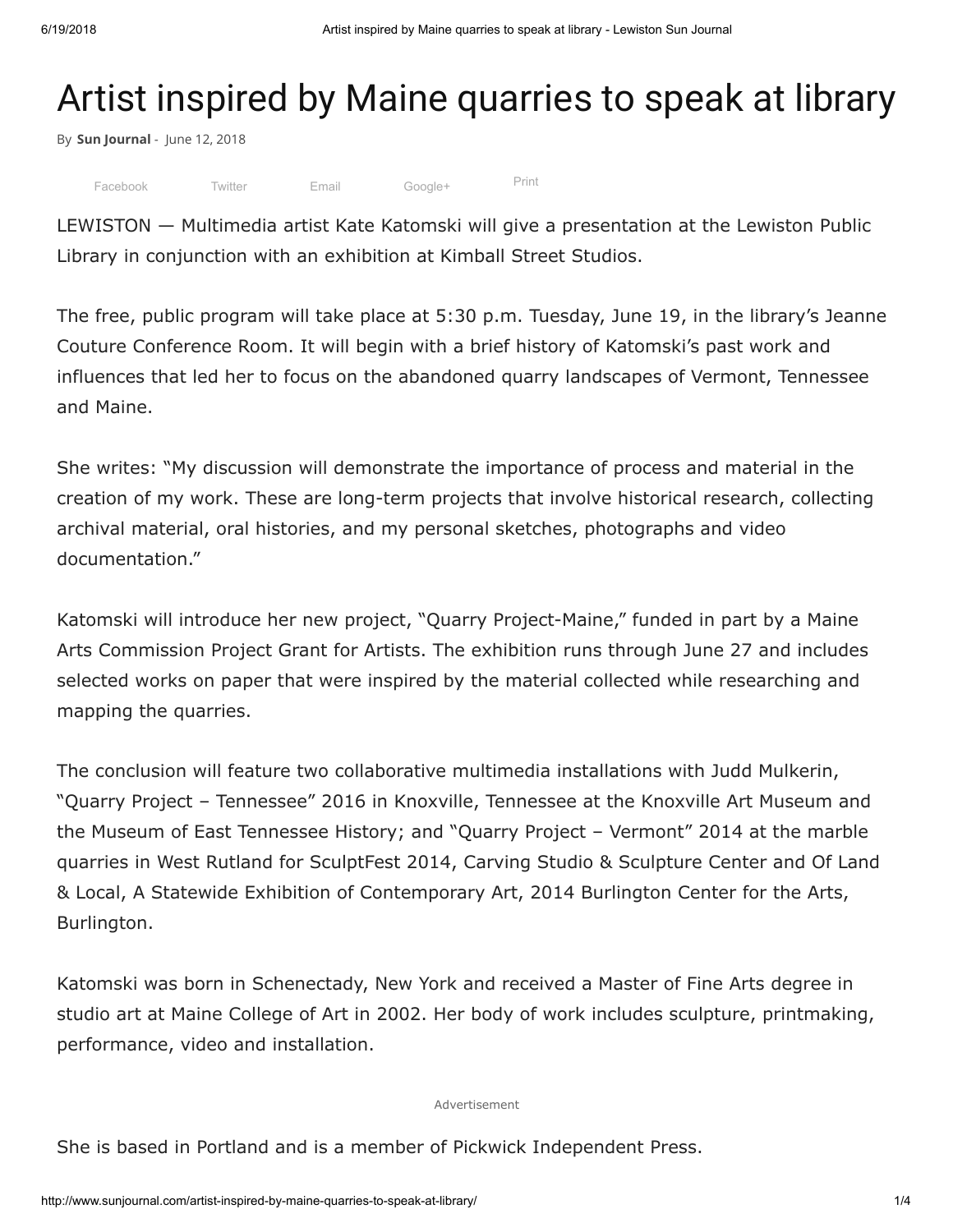# Artist inspired by Maine quarries to speak at library

By **Sun Journal** - June 12, 2018

Facebook Twitter Email Google+ Print

LEWISTON — Multimedia artist Kate Katomski will give a presentation at the Lewiston Public Library in conjunction with an exhibition at Kimball Street Studios.

The free, public program will take place at 5:30 p.m. Tuesday, June 19, in the library's Jeanne Couture Conference Room. It will begin with a brief history of Katomski's past work and influences that led her to focus on the abandoned quarry landscapes of Vermont, Tennessee and Maine.

She writes: "My discussion will demonstrate the importance of process and material in the creation of my work. These are long-term projects that involve historical research, collecting archival material, oral histories, and my personal sketches, photographs and video documentation."

Katomski will introduce her new project, "Quarry Project-Maine," funded in part by a Maine Arts Commission Project Grant for Artists. The exhibition runs through June 27 and includes selected works on paper that were inspired by the material collected while researching and mapping the quarries.

The conclusion will feature two collaborative multimedia installations with Judd Mulkerin, "Quarry Project – Tennessee" 2016 in Knoxville, Tennessee at the Knoxville Art Museum and the Museum of East Tennessee History; and "Quarry Project – Vermont" 2014 at the marble quarries in West Rutland for SculptFest 2014, Carving Studio & Sculpture Center and Of Land & Local, A Statewide Exhibition of Contemporary Art, 2014 Burlington Center for the Arts, Burlington.

Katomski was born in Schenectady, New York and received a Master of Fine Arts degree in studio art at Maine College of Art in 2002. Her body of work includes sculpture, printmaking, performance, video and installation.

Advertisement

She is based in Portland and is a member of Pickwick Independent Press.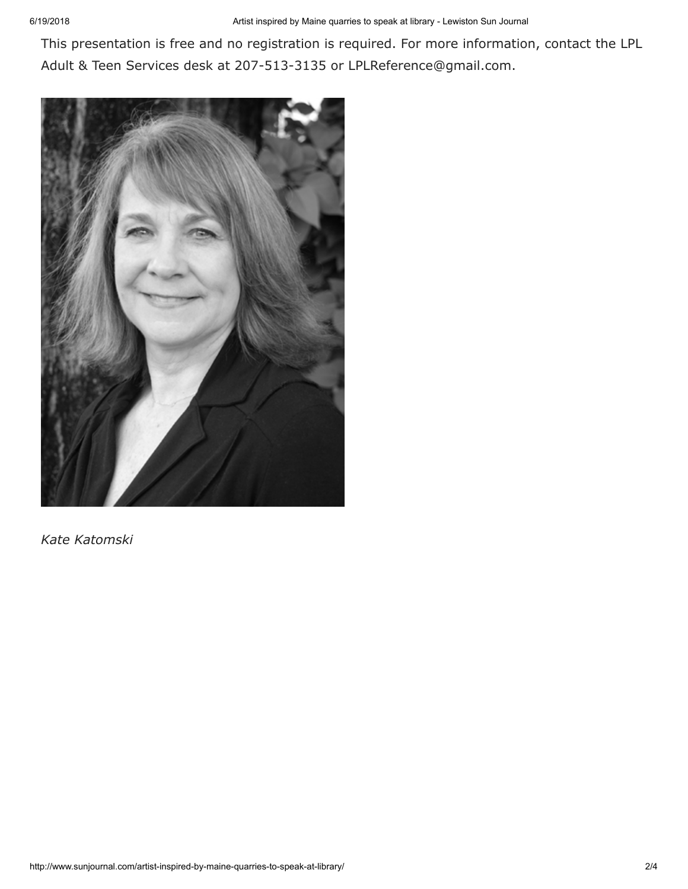This presentation is free and no registration is required. For more information, contact the LPL Adult & Teen Services desk at 207-513-3135 or LPLReference@gmail.com.

*Kate Katomski*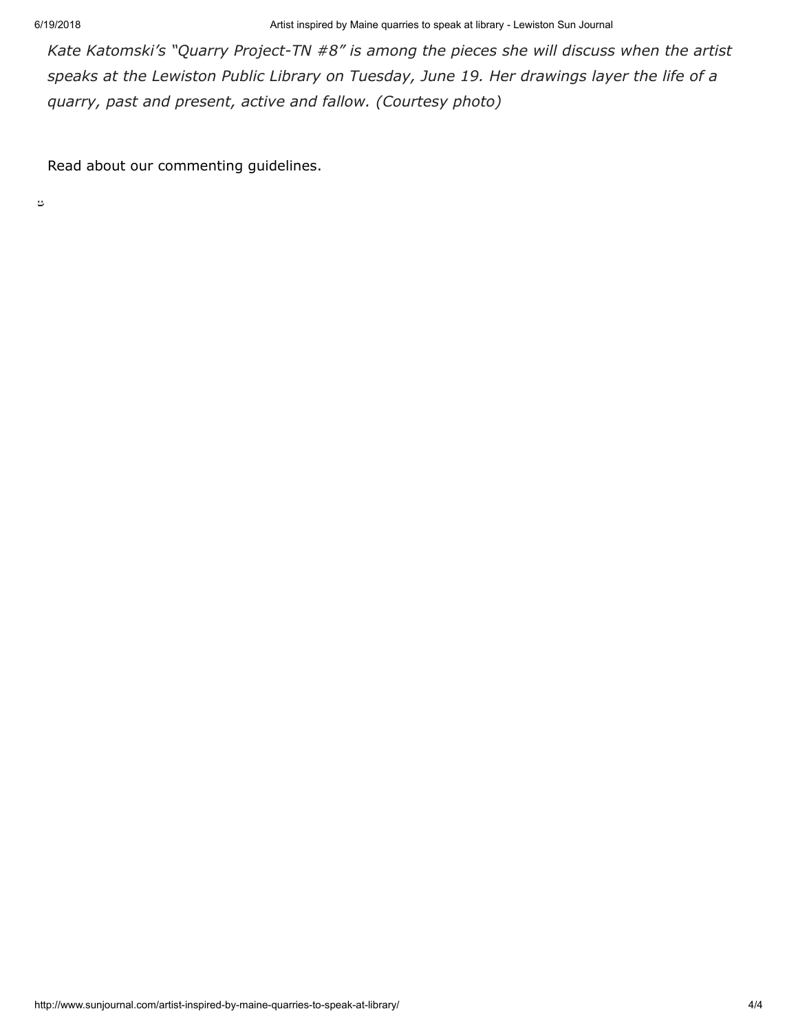*Kate Katomski's "Quarry Project-TN #8" is among the pieces she will discuss when the artist speaks at the Lewiston Public Library on Tuesday, June 19. Her drawings layer the life of a quarry, past and present, active and fallow. (Courtesy photo)*

Read about our commenting guidelines.